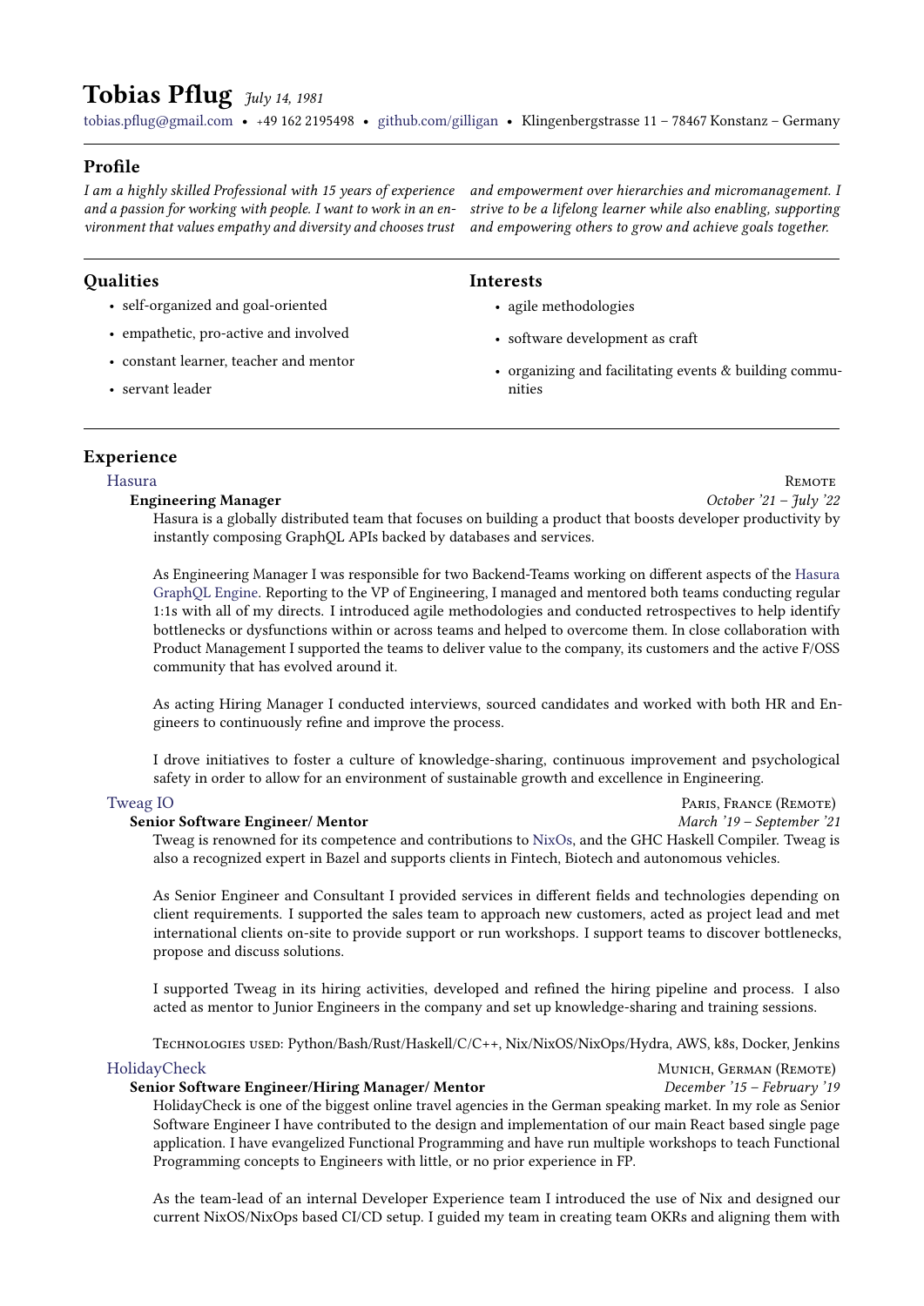# Tobias Pflug *July 14, 1981*

tobias.pflug@gmail.com • +49 162 2195498 • github.com/gilligan • Klingenbergstrasse 11 – 78467 Konstanz – Germany

## Profile

*I am a highly skilled Professional with 15 years of experience and a passion for working with people. I want to work in an environment that values empathy and diversity and chooses trust and empowerment over hierarchies and micromanagement. I strive to be a lifelong learner while also enabling, supporting and empowering others to grow and achieve goals together.*

## Qualities

- self-organized and goal-oriented
- empathetic, pro-active and involved
- constant learner, teacher and mentor
- servant leader

## Interests

- agile methodologies
- software development as craft
- organizing and facilitating events & building communities

## Experience

### Hasura — Remote

**Engineering Manager** — *October '21 – July '22*

Hasura is a globally distributed team that focuses on building a product that boosts developer productivity by instantly composing GraphQL APIs backed by databases and services.

As Engineering Manager I was responsible for two Backend-Teams working on different aspects of the Hasura GraphQL Engine. Reporting to the VP of Engineering, I managed and mentored both teams conducting regular 1:1s with all of my directs. I introduced agile methodologies and conducted retrospectives to help identify bottlenecks or dysfunctions within or across teams and helped to overcome them. In close collaboration with Product Management I supported the teams to deliver value to the company, its customers and the active F/OSS community that has evolved around it.

As acting Hiring Manager I conducted interviews, sourced candidates and worked with both HR and Engineers to continuously refine and improve the process.

I drove initiatives to foster a culture of knowledge-sharing, continuous improvement and psychological safety in order to allow for an environment of sustainable growth and excellence in Engineering.

### Tweag IO — Paris, France (Remote)

**Senior Software Engineer/ Mentor** — *March '19 – September '21*

Tweag is renowned for its competence and contributions to NixOs, and the GHC Haskell Compiler. Tweag is also a recognized expert in Bazel and supports clients in Fintech, Biotech and autonomous vehicles.

As Senior Engineer and Consultant I provided services in different fields and technologies depending on client requirements. I supported the sales team to approach new customers, acted as project lead and met international clients on-site to provide support or run workshops. I support teams to discover bottlenecks, propose and discuss solutions.

I supported Tweag in its hiring activities, developed and refined the hiring pipeline and process. I also acted as mentor to Junior Engineers in the company and set up knowledge-sharing and training sessions.

Technologies used: Python/Bash/Rust/Haskell/C/C++, Nix/NixOS/NixOps/Hydra, AWS, k8s, Docker, Jenkins

### HolidayCheck — Munich, German (Remote)

**Senior Software Engineer/Hiring Manager/ Mentor** — *December '15 – February '19*

HolidayCheck is one of the biggest online travel agencies in the German speaking market. In my role as Senior Software Engineer I have contributed to the design and implementation of our main React based single page application. I have evangelized Functional Programming and have run multiple workshops to teach Functional Programming concepts to Engineers with little, or no prior experience in FP.

As the team-lead of an internal Developer Experience team I introduced the use of Nix and designed our current NixOS/NixOps based CI/CD setup. I guided my team in creating team OKRs and aligning them with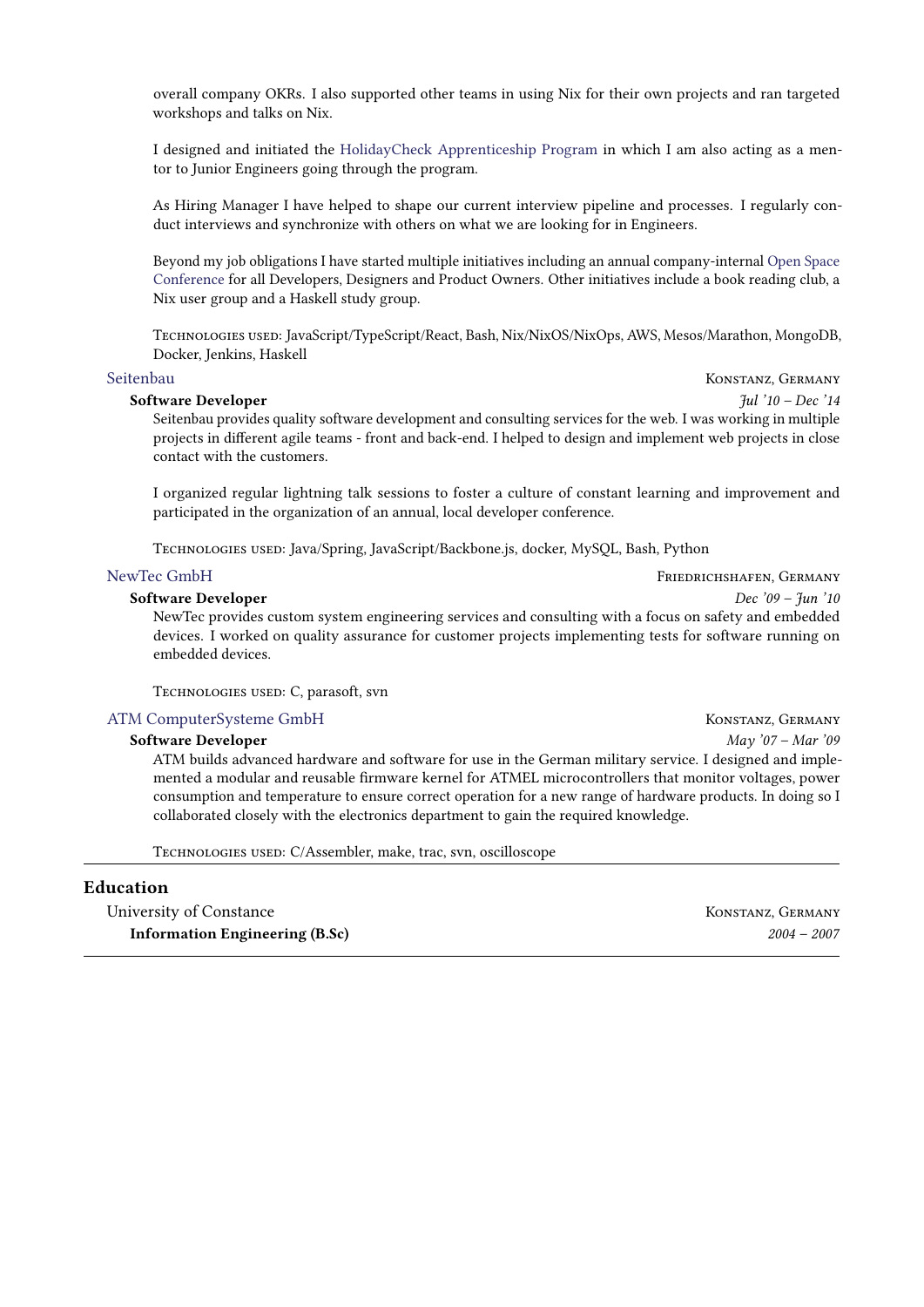overall company OKRs. I also supported other teams in using Nix for their own projects and ran targeted workshops and talks on Nix.

I designed and initiated the HolidayCheck Apprenticeship Program in which I am also acting as a mentor to Junior Engineers going through the program.

As Hiring Manager I have helped to shape our current interview pipeline and processes. I regularly conduct interviews and synchronize with others on what we are looking for in Engineers.

Beyond my job obligations I have started multiple initiatives including an annual company-internal Open Space Conference for all Developers, Designers and Product Owners. Other initiatives include a book reading club, a Nix user group and a Haskell study group.

Technologies used: JavaScript/TypeScript/React, Bash, Nix/NixOS/NixOps, AWS, Mesos/Marathon, MongoDB, Docker, Jenkins, Haskell

### Seitenbau — Konstanz, Germany

**Software Developer** — *Jul '10 – Dec '14*

Seitenbau provides quality software development and consulting services for the web. I was working in multiple projects in different agile teams - front and back-end. I helped to design and implement web projects in close contact with the customers.

I organized regular lightning talk sessions to foster a culture of constant learning and improvement and participated in the organization of an annual, local developer conference.

Technologies used: Java/Spring, JavaScript/Backbone.js, docker, MySQL, Bash, Python

### NewTec GmbH — Friedrichshafen, Germany

**Software Developer** — *Dec '09 – Jun '10*

NewTec provides custom system engineering services and consulting with a focus on safety and embedded devices. I worked on quality assurance for customer projects implementing tests for software running on embedded devices.

Technologies used: C, parasoft, svn

### ATM ComputerSysteme GmbH — Konstanz, Germany

**Software Developer** — *May '07 – Mar '09*

ATM builds advanced hardware and software for use in the German military service. I designed and implemented a modular and reusable firmware kernel for ATMEL microcontrollers that monitor voltages, power consumption and temperature to ensure correct operation for a new range of hardware products. In doing so I collaborated closely with the electronics department to gain the required knowledge.

Technologies used: C/Assembler, make, trac, svn, oscilloscope

## Education

### University of Constance — Konstanz, Germany

**Information Engineering (B.Sc)** — *2004 – 2007*